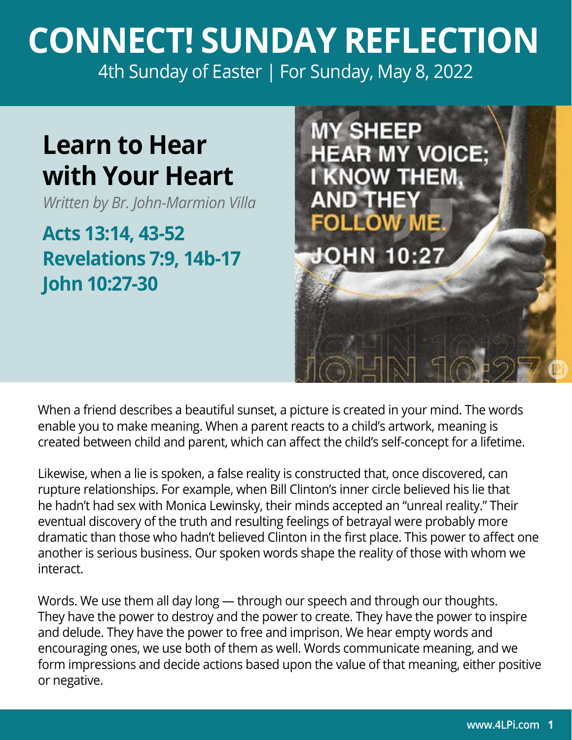# CONNECT! SUNDAY REFLECTION

4th Sunday of Easter | For Sunday, May 8, 2022

## Learn to Hear with Your Heart

*Written by Br. John-Marmion Villa*

**Acts 13:14, 43-52**
**Revelations 7:9, 14b-17**
**John 10:27-30**

MY SHEEP HEAR MY VOICE; I KNOW THEM, AND THEY FOLLOW ME.
JOHN 10:27

When a friend describes a beautiful sunset, a picture is created in your mind. The words enable you to make meaning. When a parent reacts to a child's artwork, meaning is created between child and parent, which can affect the child's self-concept for a lifetime.

Likewise, when a lie is spoken, a false reality is constructed that, once discovered, can rupture relationships. For example, when Bill Clinton's inner circle believed his lie that he hadn't had sex with Monica Lewinsky, their minds accepted an "unreal reality." Their eventual discovery of the truth and resulting feelings of betrayal were probably more dramatic than those who hadn't believed Clinton in the first place. This power to affect one another is serious business. Our spoken words shape the reality of those with whom we interact.

Words. We use them all day long — through our speech and through our thoughts. They have the power to destroy and the power to create. They have the power to inspire and delude. They have the power to free and imprison. We hear empty words and encouraging ones, we use both of them as well. Words communicate meaning, and we form impressions and decide actions based upon the value of that meaning, either positive or negative.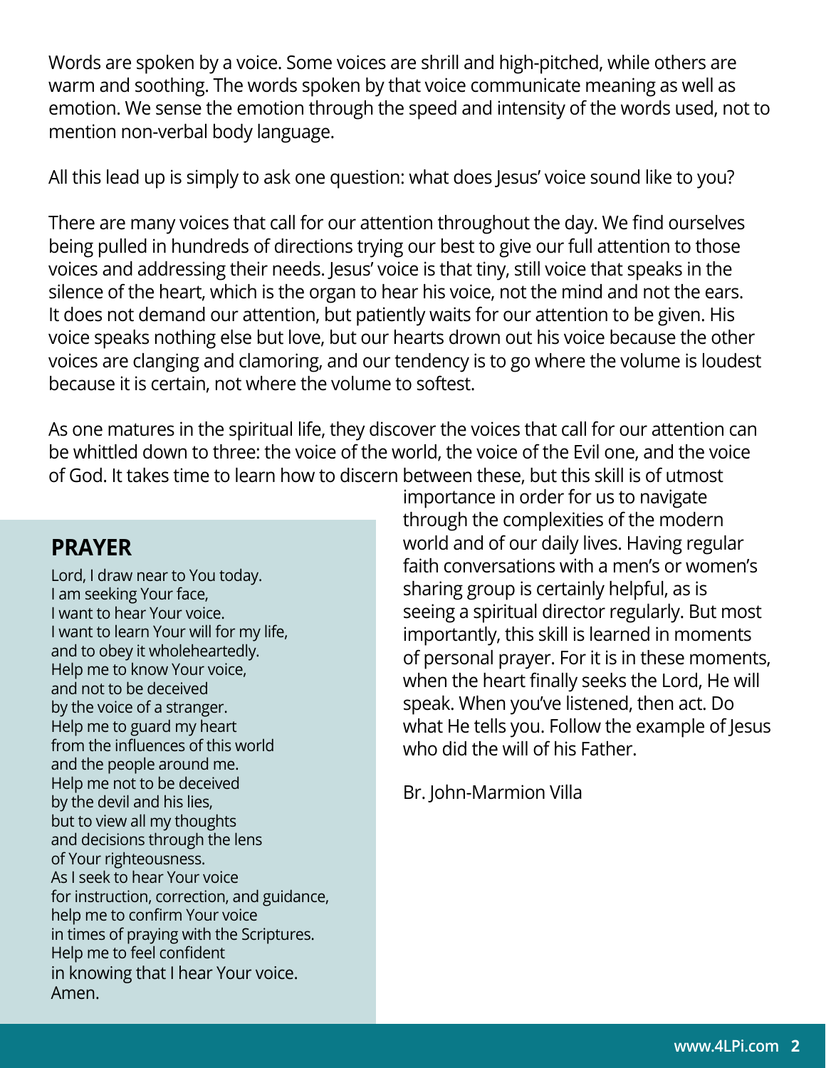Words are spoken by a voice. Some voices are shrill and high-pitched, while others are warm and soothing. The words spoken by that voice communicate meaning as well as emotion. We sense the emotion through the speed and intensity of the words used, not to mention non-verbal body language.

All this lead up is simply to ask one question: what does Jesus' voice sound like to you?

There are many voices that call for our attention throughout the day. We find ourselves being pulled in hundreds of directions trying our best to give our full attention to those voices and addressing their needs. Jesus' voice is that tiny, still voice that speaks in the silence of the heart, which is the organ to hear his voice, not the mind and not the ears. It does not demand our attention, but patiently waits for our attention to be given. His voice speaks nothing else but love, but our hearts drown out his voice because the other voices are clanging and clamoring, and our tendency is to go where the volume is loudest because it is certain, not where the volume to softest.

As one matures in the spiritual life, they discover the voices that call for our attention can be whittled down to three: the voice of the world, the voice of the Evil one, and the voice of God. It takes time to learn how to discern between these, but this skill is of utmost importance in order for us to navigate through the complexities of the modern world and of our daily lives. Having regular faith conversations with a men's or women's sharing group is certainly helpful, as is seeing a spiritual director regularly. But most importantly, this skill is learned in moments of personal prayer. For it is in these moments, when the heart finally seeks the Lord, He will speak. When you've listened, then act. Do what He tells you. Follow the example of Jesus who did the will of his Father.

Br. John-Marmion Villa

## PRAYER

Lord, I draw near to You today.
I am seeking Your face,
I want to hear Your voice.
I want to learn Your will for my life,
and to obey it wholeheartedly.
Help me to know Your voice,
and not to be deceived
by the voice of a stranger.
Help me to guard my heart
from the influences of this world
and the people around me.
Help me not to be deceived
by the devil and his lies,
but to view all my thoughts
and decisions through the lens
of Your righteousness.
As I seek to hear Your voice
for instruction, correction, and guidance,
help me to confirm Your voice
in times of praying with the Scriptures.
Help me to feel confident
in knowing that I hear Your voice.
Amen.